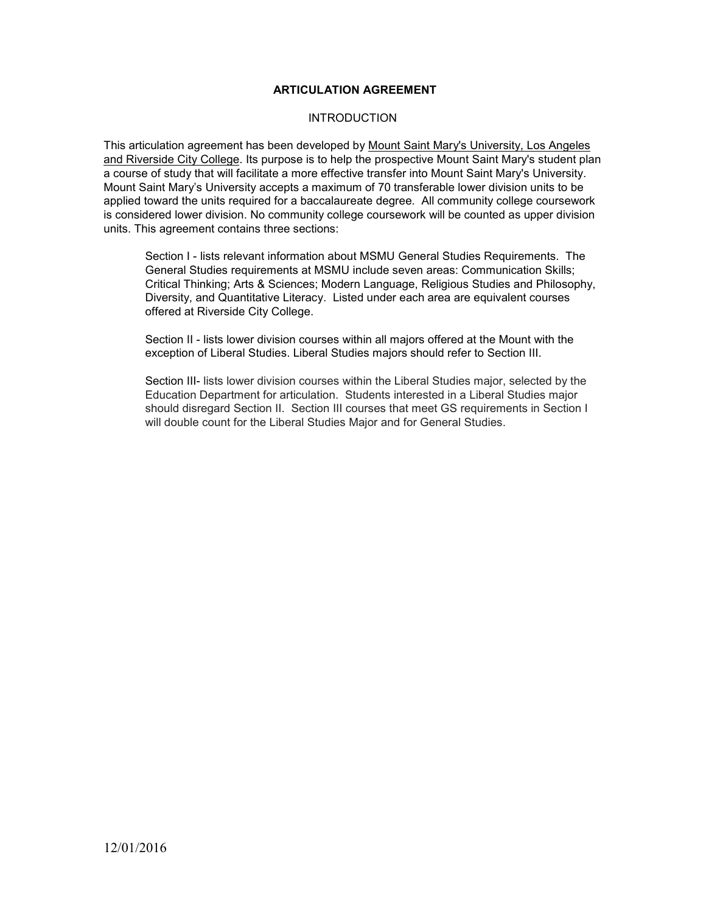# ARTICULATION AGREEMENT

## INTRODUCTION

This articulation agreement has been developed by Mount Saint Mary's University, Los Angeles and Riverside City College. Its purpose is to help the prospective Mount Saint Mary's student plan a course of study that will facilitate a more effective transfer into Mount Saint Mary's University. Mount Saint Mary's University accepts a maximum of 70 transferable lower division units to be applied toward the units required for a baccalaureate degree. All community college coursework is considered lower division. No community college coursework will be counted as upper division units. This agreement contains three sections:

Section I - lists relevant information about MSMU General Studies Requirements. The General Studies requirements at MSMU include seven areas: Communication Skills; Critical Thinking; Arts & Sciences; Modern Language, Religious Studies and Philosophy, Diversity, and Quantitative Literacy. Listed under each area are equivalent courses offered at Riverside City College.

Section II - lists lower division courses within all majors offered at the Mount with the exception of Liberal Studies. Liberal Studies majors should refer to Section III.

Section III- lists lower division courses within the Liberal Studies major, selected by the Education Department for articulation. Students interested in a Liberal Studies major should disregard Section II. Section III courses that meet GS requirements in Section I will double count for the Liberal Studies Major and for General Studies.

12/01/2016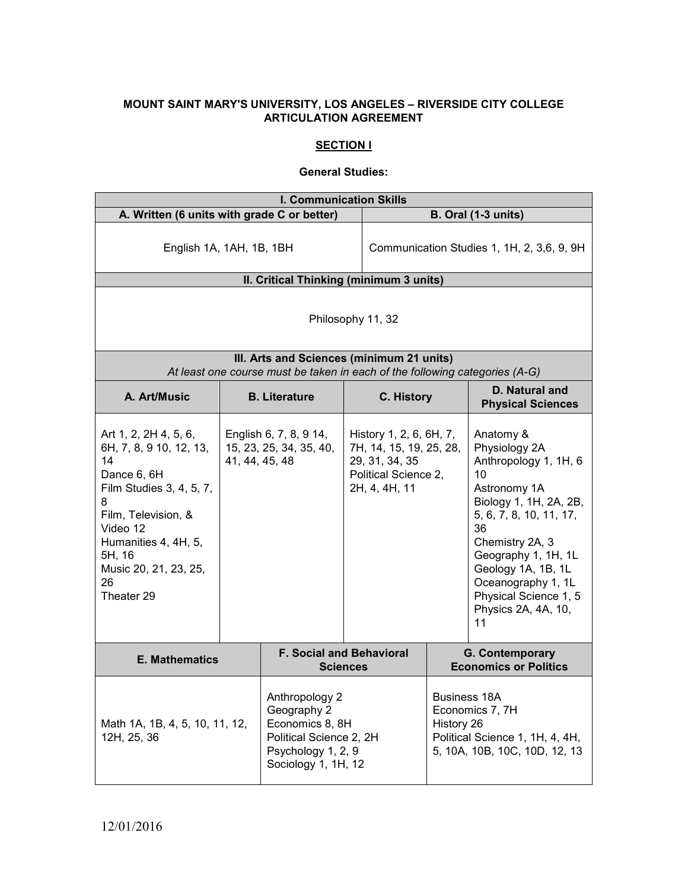**MOUNT SAINT MARY'S UNIVERSITY, LOS ANGELES – RIVERSIDE CITY COLLEGE ARTICULATION AGREEMENT**

**SECTION I**

**General Studies:**

| I. Communication Skills | |
|---|---|
| **A. Written (6 units with grade C or better)** | **B. Oral (1-3 units)** |
| English 1A, 1AH, 1B, 1BH | Communication Studies 1, 1H, 2, 3,6, 9, 9H |

| II. Critical Thinking (minimum 3 units) |
|---|
| Philosophy 11, 32 |

| III. Arts and Sciences (minimum 21 units) *At least one course must be taken in each of the following categories (A-G)* | | | |
|---|---|---|---|
| **A. Art/Music** | **B. Literature** | **C. History** | **D. Natural and Physical Sciences** |
| Art 1, 2, 2H 4, 5, 6, 6H, 7, 8, 9 10, 12, 13, 14<br>Dance 6, 6H<br>Film Studies 3, 4, 5, 7, 8<br>Film, Television, & Video 12<br>Humanities 4, 4H, 5, 5H, 16<br>Music 20, 21, 23, 25, 26<br>Theater 29 | English 6, 7, 8, 9 14, 15, 23, 25, 34, 35, 40, 41, 44, 45, 48 | History 1, 2, 6, 6H, 7, 7H, 14, 15, 19, 25, 28, 29, 31, 34, 35<br>Political Science 2, 2H, 4, 4H, 11 | Anatomy & Physiology 2A<br>Anthropology 1, 1H, 6 10<br>Astronomy 1A<br>Biology 1, 1H, 2A, 2B, 5, 6, 7, 8, 10, 11, 17, 36<br>Chemistry 2A, 3<br>Geography 1, 1H, 1L<br>Geology 1A, 1B, 1L<br>Oceanography 1, 1L<br>Physical Science 1, 5<br>Physics 2A, 4A, 10, 11 |

| E. Mathematics | F. Social and Behavioral Sciences | G. Contemporary Economics or Politics |
|---|---|---|
| Math 1A, 1B, 4, 5, 10, 11, 12, 12H, 25, 36 | Anthropology 2<br>Geography 2<br>Economics 8, 8H<br>Political Science 2, 2H<br>Psychology 1, 2, 9<br>Sociology 1, 1H, 12 | Business 18A<br>Economics 7, 7H<br>History 26<br>Political Science 1, 1H, 4, 4H, 5, 10A, 10B, 10C, 10D, 12, 13 |

12/01/2016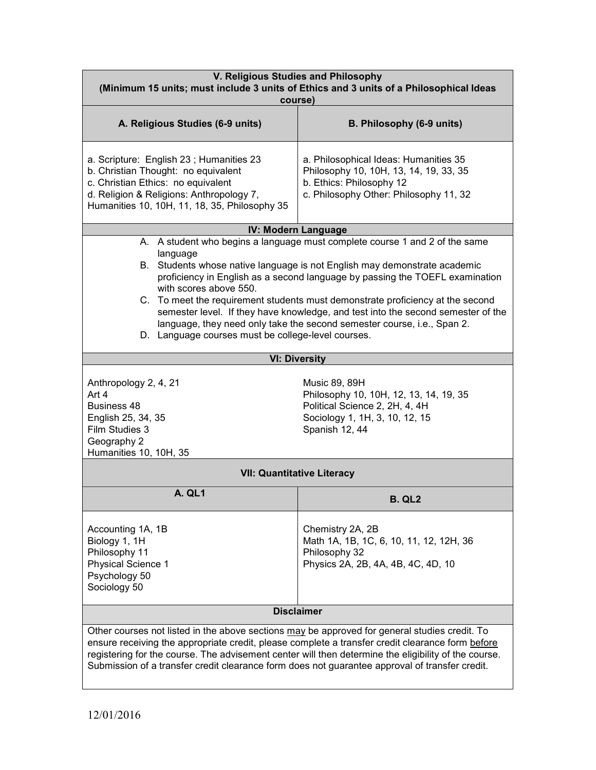| V. Religious Studies and Philosophy (Minimum 15 units; must include 3 units of Ethics and 3 units of a Philosophical Ideas course) | |
|---|---|
| **A. Religious Studies (6-9 units)** | **B. Philosophy (6-9 units)** |
| a. Scripture: English 23 ; Humanities 23<br>b. Christian Thought: no equivalent<br>c. Christian Ethics: no equivalent<br>d. Religion & Religions: Anthropology 7, Humanities 10, 10H, 11, 18, 35, Philosophy 35 | a. Philosophical Ideas: Humanities 35 Philosophy 10, 10H, 13, 14, 19, 33, 35<br>b. Ethics: Philosophy 12<br>c. Philosophy Other: Philosophy 11, 32 |

**IV: Modern Language**

A. A student who begins a language must complete course 1 and 2 of the same language
B. Students whose native language is not English may demonstrate academic proficiency in English as a second language by passing the TOEFL examination with scores above 550.
C. To meet the requirement students must demonstrate proficiency at the second semester level. If they have knowledge, and test into the second semester of the language, they need only take the second semester course, i.e., Span 2.
D. Language courses must be college-level courses.

| VI: Diversity | |
|---|---|
| Anthropology 2, 4, 21<br>Art 4<br>Business 48<br>English 25, 34, 35<br>Film Studies 3<br>Geography 2<br>Humanities 10, 10H, 35 | Music 89, 89H<br>Philosophy 10, 10H, 12, 13, 14, 19, 35<br>Political Science 2, 2H, 4, 4H<br>Sociology 1, 1H, 3, 10, 12, 15<br>Spanish 12, 44 |

| VII: Quantitative Literacy | |
|---|---|
| **A. QL1** | **B. QL2** |
| Accounting 1A, 1B<br>Biology 1, 1H<br>Philosophy 11<br>Physical Science 1<br>Psychology 50<br>Sociology 50 | Chemistry 2A, 2B<br>Math 1A, 1B, 1C, 6, 10, 11, 12, 12H, 36<br>Philosophy 32<br>Physics 2A, 2B, 4A, 4B, 4C, 4D, 10 |

**Disclaimer**

Other courses not listed in the above sections may be approved for general studies credit. To ensure receiving the appropriate credit, please complete a transfer credit clearance form before registering for the course. The advisement center will then determine the eligibility of the course. Submission of a transfer credit clearance form does not guarantee approval of transfer credit.

12/01/2016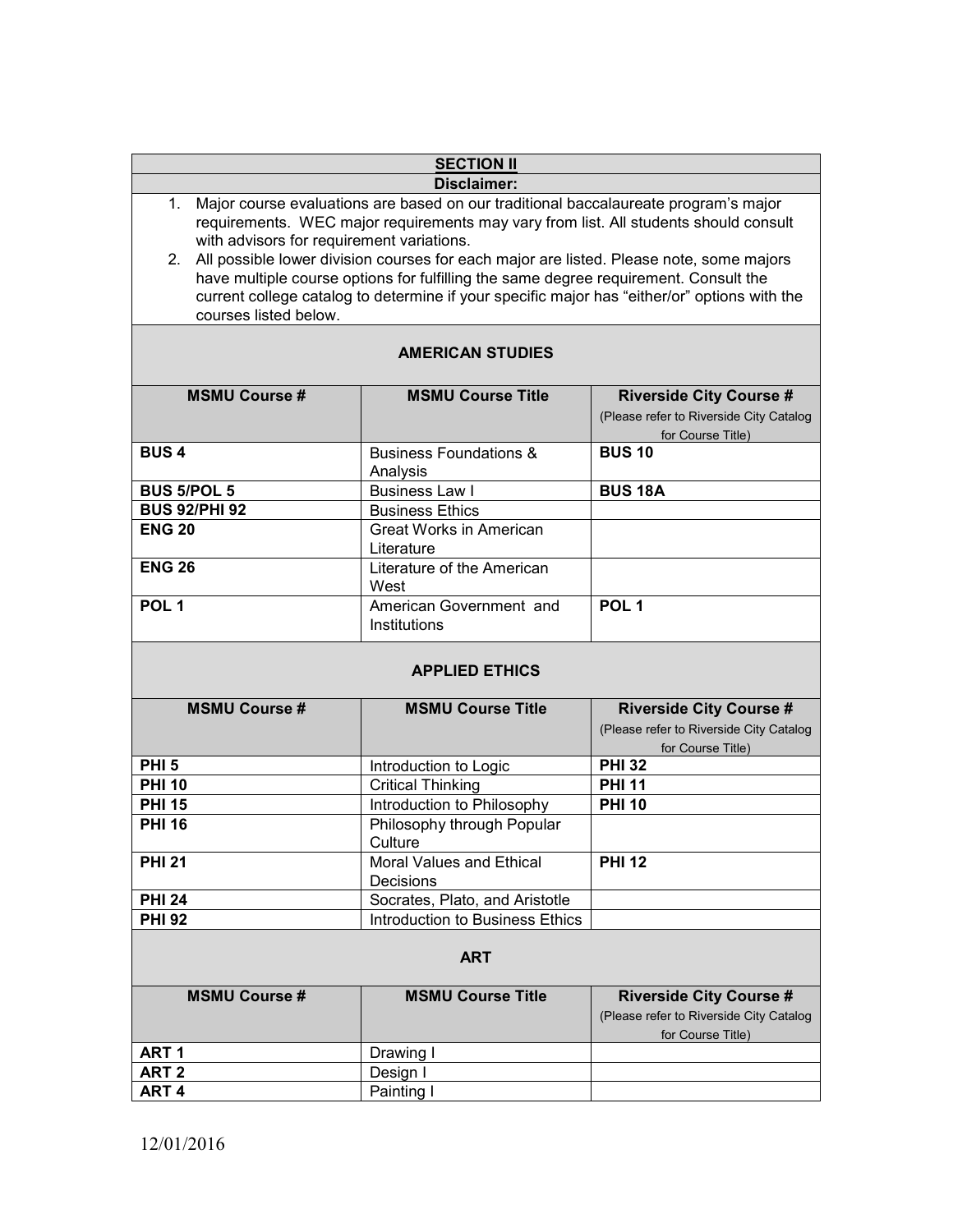## SECTION II

**Disclaimer:**

1. Major course evaluations are based on our traditional baccalaureate program's major requirements. WEC major requirements may vary from list. All students should consult with advisors for requirement variations.
2. All possible lower division courses for each major are listed. Please note, some majors have multiple course options for fulfilling the same degree requirement. Consult the current college catalog to determine if your specific major has "either/or" options with the courses listed below.

### AMERICAN STUDIES

| MSMU Course # | MSMU Course Title | Riverside City Course # (Please refer to Riverside City Catalog for Course Title) |
|---|---|---|
| **BUS 4** | Business Foundations & Analysis | **BUS 10** |
| **BUS 5/POL 5** | Business Law I | **BUS 18A** |
| **BUS 92/PHI 92** | Business Ethics | |
| **ENG 20** | Great Works in American Literature | |
| **ENG 26** | Literature of the American West | |
| **POL 1** | American Government and Institutions | **POL 1** |

### APPLIED ETHICS

| MSMU Course # | MSMU Course Title | Riverside City Course # (Please refer to Riverside City Catalog for Course Title) |
|---|---|---|
| **PHI 5** | Introduction to Logic | **PHI 32** |
| **PHI 10** | Critical Thinking | **PHI 11** |
| **PHI 15** | Introduction to Philosophy | **PHI 10** |
| **PHI 16** | Philosophy through Popular Culture | |
| **PHI 21** | Moral Values and Ethical Decisions | **PHI 12** |
| **PHI 24** | Socrates, Plato, and Aristotle | |
| **PHI 92** | Introduction to Business Ethics | |

### ART

| MSMU Course # | MSMU Course Title | Riverside City Course # (Please refer to Riverside City Catalog for Course Title) |
|---|---|---|
| **ART 1** | Drawing I | |
| **ART 2** | Design I | |
| **ART 4** | Painting I | |

12/01/2016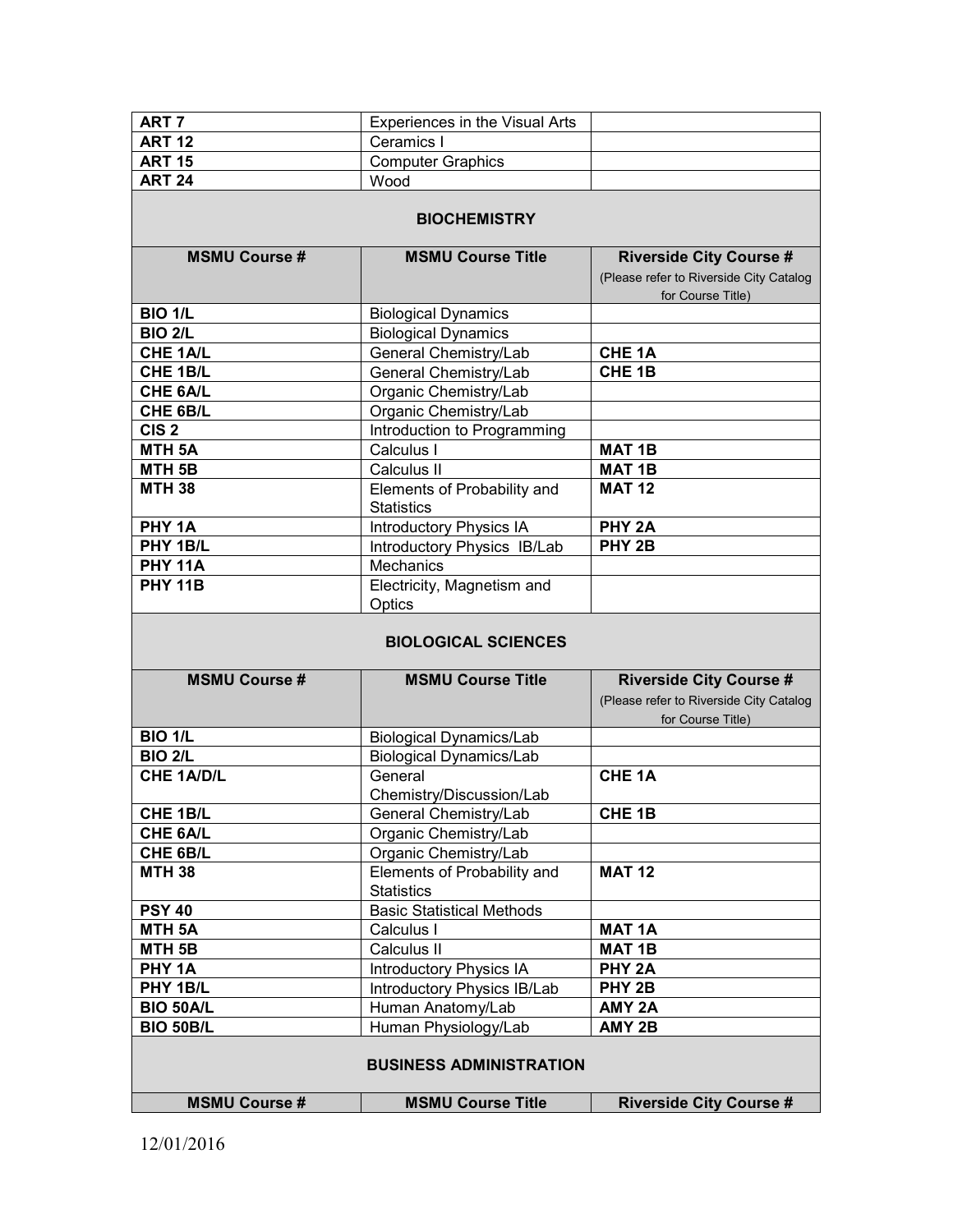| | | |
|---|---|---|
| **ART 7** | Experiences in the Visual Arts | |
| **ART 12** | Ceramics I | |
| **ART 15** | Computer Graphics | |
| **ART 24** | Wood | |

## BIOCHEMISTRY

| MSMU Course # | MSMU Course Title | Riverside City Course # (Please refer to Riverside City Catalog for Course Title) |
|---|---|---|
| **BIO 1/L** | Biological Dynamics | |
| **BIO 2/L** | Biological Dynamics | |
| **CHE 1A/L** | General Chemistry/Lab | **CHE 1A** |
| **CHE 1B/L** | General Chemistry/Lab | **CHE 1B** |
| **CHE 6A/L** | Organic Chemistry/Lab | |
| **CHE 6B/L** | Organic Chemistry/Lab | |
| **CIS 2** | Introduction to Programming | |
| **MTH 5A** | Calculus I | **MAT 1B** |
| **MTH 5B** | Calculus II | **MAT 1B** |
| **MTH 38** | Elements of Probability and Statistics | **MAT 12** |
| **PHY 1A** | Introductory Physics IA | **PHY 2A** |
| **PHY 1B/L** | Introductory Physics IB/Lab | **PHY 2B** |
| **PHY 11A** | Mechanics | |
| **PHY 11B** | Electricity, Magnetism and Optics | |

## BIOLOGICAL SCIENCES

| MSMU Course # | MSMU Course Title | Riverside City Course # (Please refer to Riverside City Catalog for Course Title) |
|---|---|---|
| **BIO 1/L** | Biological Dynamics/Lab | |
| **BIO 2/L** | Biological Dynamics/Lab | |
| **CHE 1A/D/L** | General Chemistry/Discussion/Lab | **CHE 1A** |
| **CHE 1B/L** | General Chemistry/Lab | **CHE 1B** |
| **CHE 6A/L** | Organic Chemistry/Lab | |
| **CHE 6B/L** | Organic Chemistry/Lab | |
| **MTH 38** | Elements of Probability and Statistics | **MAT 12** |
| **PSY 40** | Basic Statistical Methods | |
| **MTH 5A** | Calculus I | **MAT 1A** |
| **MTH 5B** | Calculus II | **MAT 1B** |
| **PHY 1A** | Introductory Physics IA | **PHY 2A** |
| **PHY 1B/L** | Introductory Physics IB/Lab | **PHY 2B** |
| **BIO 50A/L** | Human Anatomy/Lab | **AMY 2A** |
| **BIO 50B/L** | Human Physiology/Lab | **AMY 2B** |

## BUSINESS ADMINISTRATION

| MSMU Course # | MSMU Course Title | Riverside City Course # |
|---|---|---|

12/01/2016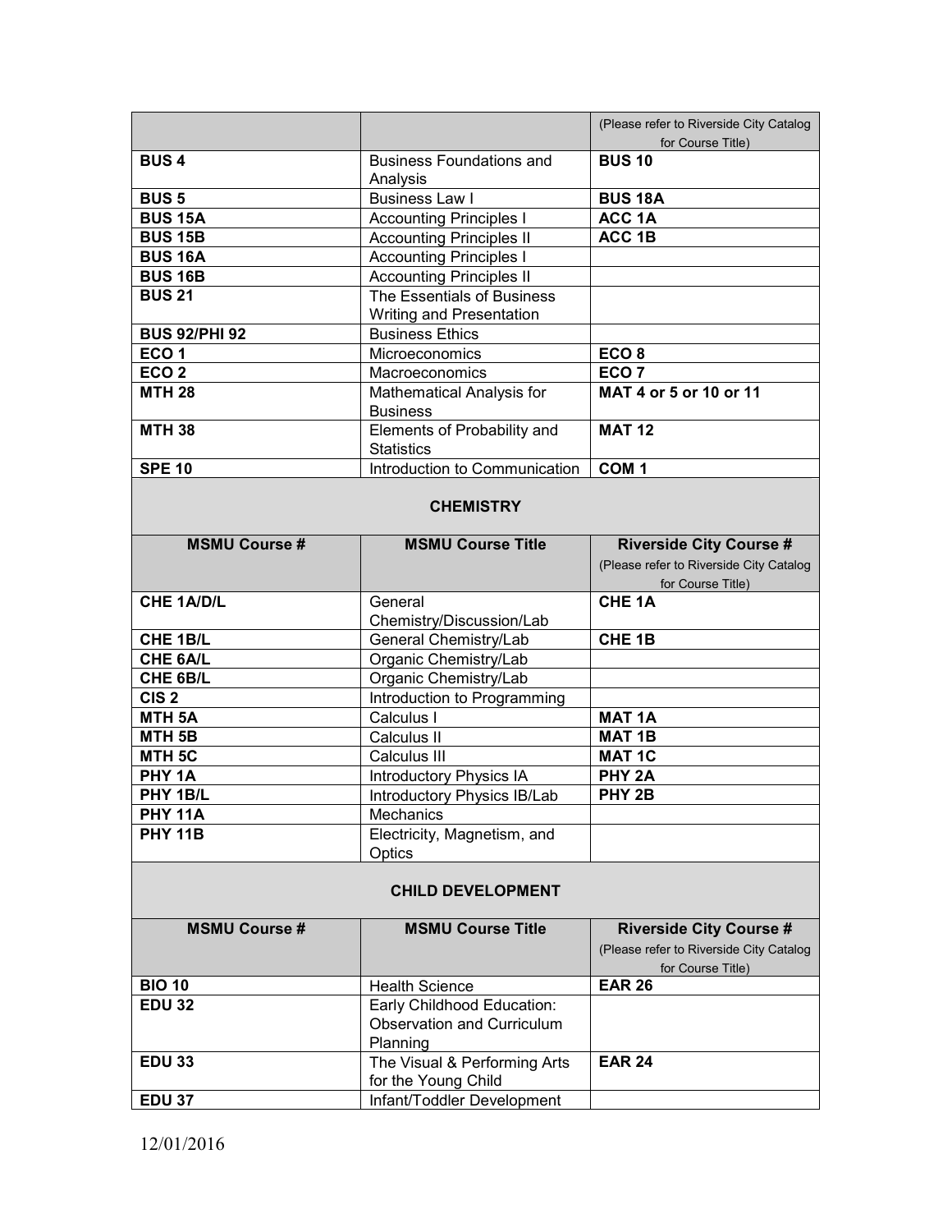| | | (Please refer to Riverside City Catalog for Course Title) |
|---|---|---|
| **BUS 4** | Business Foundations and Analysis | **BUS 10** |
| **BUS 5** | Business Law I | **BUS 18A** |
| **BUS 15A** | Accounting Principles I | **ACC 1A** |
| **BUS 15B** | Accounting Principles II | **ACC 1B** |
| **BUS 16A** | Accounting Principles I | |
| **BUS 16B** | Accounting Principles II | |
| **BUS 21** | The Essentials of Business Writing and Presentation | |
| **BUS 92/PHI 92** | Business Ethics | |
| **ECO 1** | Microeconomics | **ECO 8** |
| **ECO 2** | Macroeconomics | **ECO 7** |
| **MTH 28** | Mathematical Analysis for Business | **MAT 4 or 5 or 10 or 11** |
| **MTH 38** | Elements of Probability and Statistics | **MAT 12** |
| **SPE 10** | Introduction to Communication | **COM 1** |

## CHEMISTRY

| MSMU Course # | MSMU Course Title | Riverside City Course # (Please refer to Riverside City Catalog for Course Title) |
|---|---|---|
| **CHE 1A/D/L** | General Chemistry/Discussion/Lab | **CHE 1A** |
| **CHE 1B/L** | General Chemistry/Lab | **CHE 1B** |
| **CHE 6A/L** | Organic Chemistry/Lab | |
| **CHE 6B/L** | Organic Chemistry/Lab | |
| **CIS 2** | Introduction to Programming | |
| **MTH 5A** | Calculus I | **MAT 1A** |
| **MTH 5B** | Calculus II | **MAT 1B** |
| **MTH 5C** | Calculus III | **MAT 1C** |
| **PHY 1A** | Introductory Physics IA | **PHY 2A** |
| **PHY 1B/L** | Introductory Physics IB/Lab | **PHY 2B** |
| **PHY 11A** | Mechanics | |
| **PHY 11B** | Electricity, Magnetism, and Optics | |

## CHILD DEVELOPMENT

| MSMU Course # | MSMU Course Title | Riverside City Course # (Please refer to Riverside City Catalog for Course Title) |
|---|---|---|
| **BIO 10** | Health Science | **EAR 26** |
| **EDU 32** | Early Childhood Education: Observation and Curriculum Planning | |
| **EDU 33** | The Visual & Performing Arts for the Young Child | **EAR 24** |
| **EDU 37** | Infant/Toddler Development | |

12/01/2016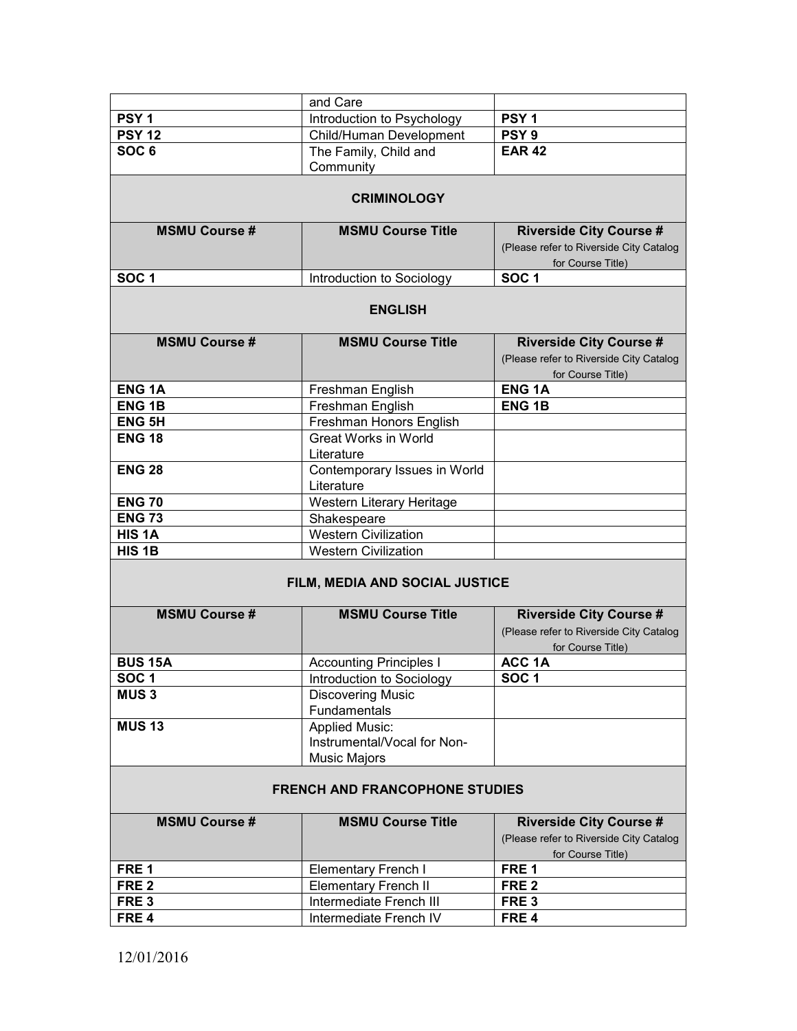| | and Care | |
|---|---|---|
| **PSY 1** | Introduction to Psychology | **PSY 1** |
| **PSY 12** | Child/Human Development | **PSY 9** |
| **SOC 6** | The Family, Child and Community | **EAR 42** |

## CRIMINOLOGY

| MSMU Course # | MSMU Course Title | Riverside City Course # (Please refer to Riverside City Catalog for Course Title) |
|---|---|---|
| **SOC 1** | Introduction to Sociology | **SOC 1** |

## ENGLISH

| MSMU Course # | MSMU Course Title | Riverside City Course # (Please refer to Riverside City Catalog for Course Title) |
|---|---|---|
| **ENG 1A** | Freshman English | **ENG 1A** |
| **ENG 1B** | Freshman English | **ENG 1B** |
| **ENG 5H** | Freshman Honors English | |
| **ENG 18** | Great Works in World Literature | |
| **ENG 28** | Contemporary Issues in World Literature | |
| **ENG 70** | Western Literary Heritage | |
| **ENG 73** | Shakespeare | |
| **HIS 1A** | Western Civilization | |
| **HIS 1B** | Western Civilization | |

## FILM, MEDIA AND SOCIAL JUSTICE

| MSMU Course # | MSMU Course Title | Riverside City Course # (Please refer to Riverside City Catalog for Course Title) |
|---|---|---|
| **BUS 15A** | Accounting Principles I | **ACC 1A** |
| **SOC 1** | Introduction to Sociology | **SOC 1** |
| **MUS 3** | Discovering Music Fundamentals | |
| **MUS 13** | Applied Music: Instrumental/Vocal for Non-Music Majors | |

## FRENCH AND FRANCOPHONE STUDIES

| MSMU Course # | MSMU Course Title | Riverside City Course # (Please refer to Riverside City Catalog for Course Title) |
|---|---|---|
| **FRE 1** | Elementary French I | **FRE 1** |
| **FRE 2** | Elementary French II | **FRE 2** |
| **FRE 3** | Intermediate French III | **FRE 3** |
| **FRE 4** | Intermediate French IV | **FRE 4** |

12/01/2016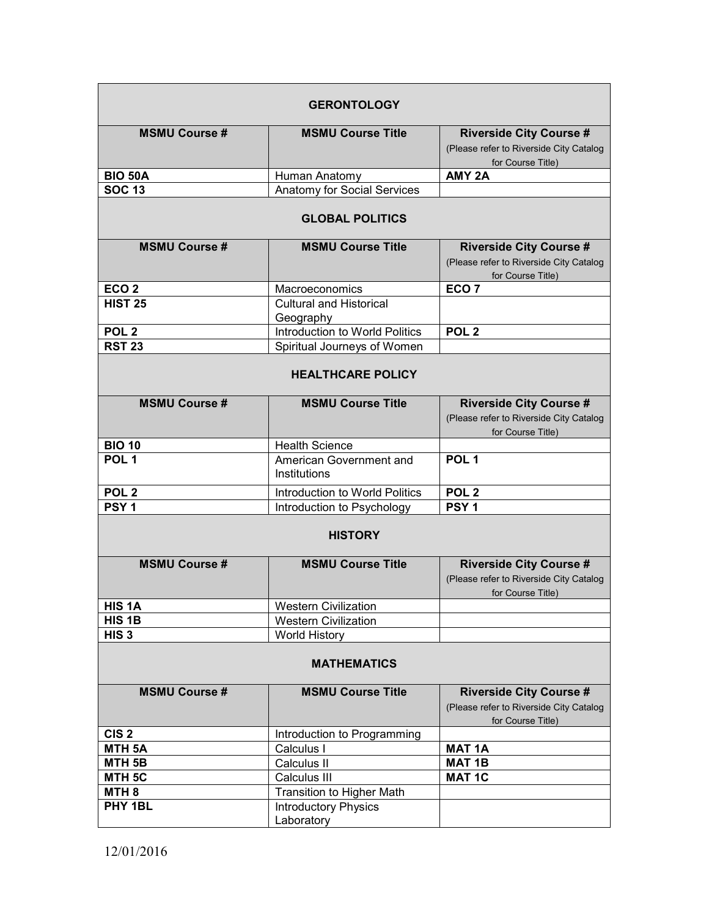## GERONTOLOGY

| MSMU Course # | MSMU Course Title | Riverside City Course # (Please refer to Riverside City Catalog for Course Title) |
|---|---|---|
| **BIO 50A** | Human Anatomy | **AMY 2A** |
| **SOC 13** | Anatomy for Social Services | |

## GLOBAL POLITICS

| MSMU Course # | MSMU Course Title | Riverside City Course # (Please refer to Riverside City Catalog for Course Title) |
|---|---|---|
| **ECO 2** | Macroeconomics | **ECO 7** |
| **HIST 25** | Cultural and Historical Geography | |
| **POL 2** | Introduction to World Politics | **POL 2** |
| **RST 23** | Spiritual Journeys of Women | |

## HEALTHCARE POLICY

| MSMU Course # | MSMU Course Title | Riverside City Course # (Please refer to Riverside City Catalog for Course Title) |
|---|---|---|
| **BIO 10** | Health Science | |
| **POL 1** | American Government and Institutions | **POL 1** |
| **POL 2** | Introduction to World Politics | **POL 2** |
| **PSY 1** | Introduction to Psychology | **PSY 1** |

## HISTORY

| MSMU Course # | MSMU Course Title | Riverside City Course # (Please refer to Riverside City Catalog for Course Title) |
|---|---|---|
| **HIS 1A** | Western Civilization | |
| **HIS 1B** | Western Civilization | |
| **HIS 3** | World History | |

## MATHEMATICS

| MSMU Course # | MSMU Course Title | Riverside City Course # (Please refer to Riverside City Catalog for Course Title) |
|---|---|---|
| **CIS 2** | Introduction to Programming | |
| **MTH 5A** | Calculus I | **MAT 1A** |
| **MTH 5B** | Calculus II | **MAT 1B** |
| **MTH 5C** | Calculus III | **MAT 1C** |
| **MTH 8** | Transition to Higher Math | |
| **PHY 1BL** | Introductory Physics Laboratory | |

12/01/2016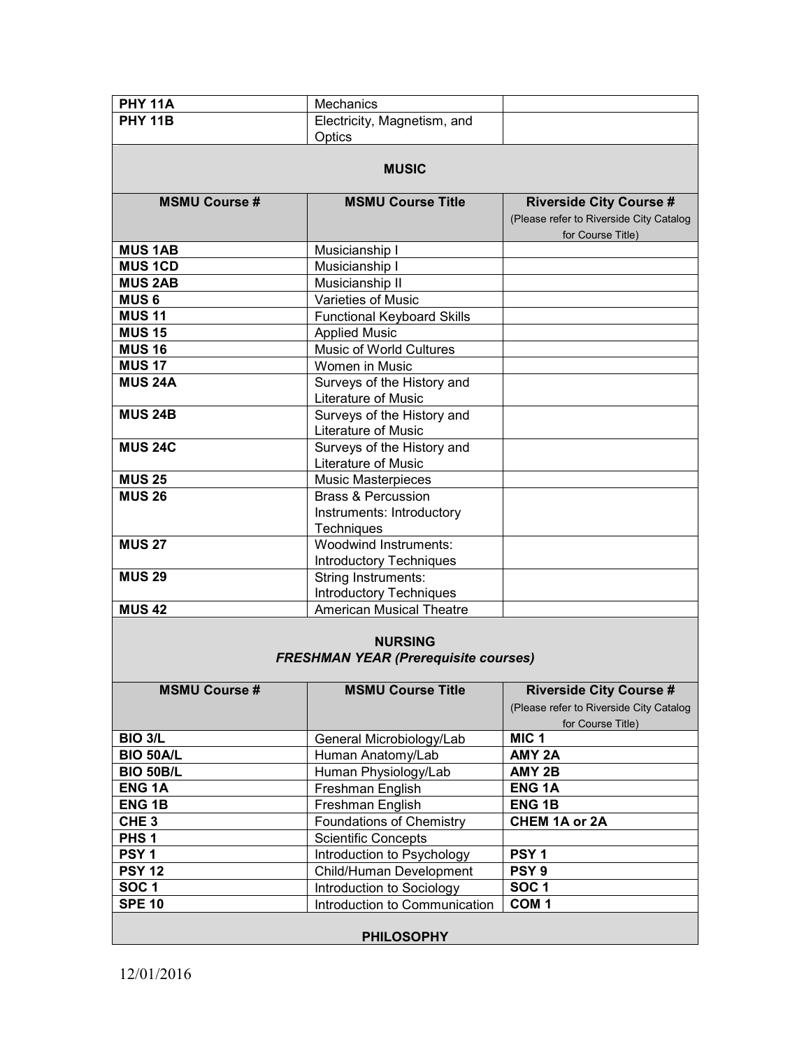| | | |
|---|---|---|
| **PHY 11A** | Mechanics | |
| **PHY 11B** | Electricity, Magnetism, and Optics | |

## MUSIC

| MSMU Course # | MSMU Course Title | Riverside City Course # (Please refer to Riverside City Catalog for Course Title) |
|---|---|---|
| **MUS 1AB** | Musicianship I | |
| **MUS 1CD** | Musicianship I | |
| **MUS 2AB** | Musicianship II | |
| **MUS 6** | Varieties of Music | |
| **MUS 11** | Functional Keyboard Skills | |
| **MUS 15** | Applied Music | |
| **MUS 16** | Music of World Cultures | |
| **MUS 17** | Women in Music | |
| **MUS 24A** | Surveys of the History and Literature of Music | |
| **MUS 24B** | Surveys of the History and Literature of Music | |
| **MUS 24C** | Surveys of the History and Literature of Music | |
| **MUS 25** | Music Masterpieces | |
| **MUS 26** | Brass & Percussion Instruments: Introductory Techniques | |
| **MUS 27** | Woodwind Instruments: Introductory Techniques | |
| **MUS 29** | String Instruments: Introductory Techniques | |
| **MUS 42** | American Musical Theatre | |

## NURSING

***FRESHMAN YEAR (Prerequisite courses)***

| MSMU Course # | MSMU Course Title | Riverside City Course # (Please refer to Riverside City Catalog for Course Title) |
|---|---|---|
| **BIO 3/L** | General Microbiology/Lab | **MIC 1** |
| **BIO 50A/L** | Human Anatomy/Lab | **AMY 2A** |
| **BIO 50B/L** | Human Physiology/Lab | **AMY 2B** |
| **ENG 1A** | Freshman English | **ENG 1A** |
| **ENG 1B** | Freshman English | **ENG 1B** |
| **CHE 3** | Foundations of Chemistry | **CHEM 1A or 2A** |
| **PHS 1** | Scientific Concepts | |
| **PSY 1** | Introduction to Psychology | **PSY 1** |
| **PSY 12** | Child/Human Development | **PSY 9** |
| **SOC 1** | Introduction to Sociology | **SOC 1** |
| **SPE 10** | Introduction to Communication | **COM 1** |

## PHILOSOPHY

12/01/2016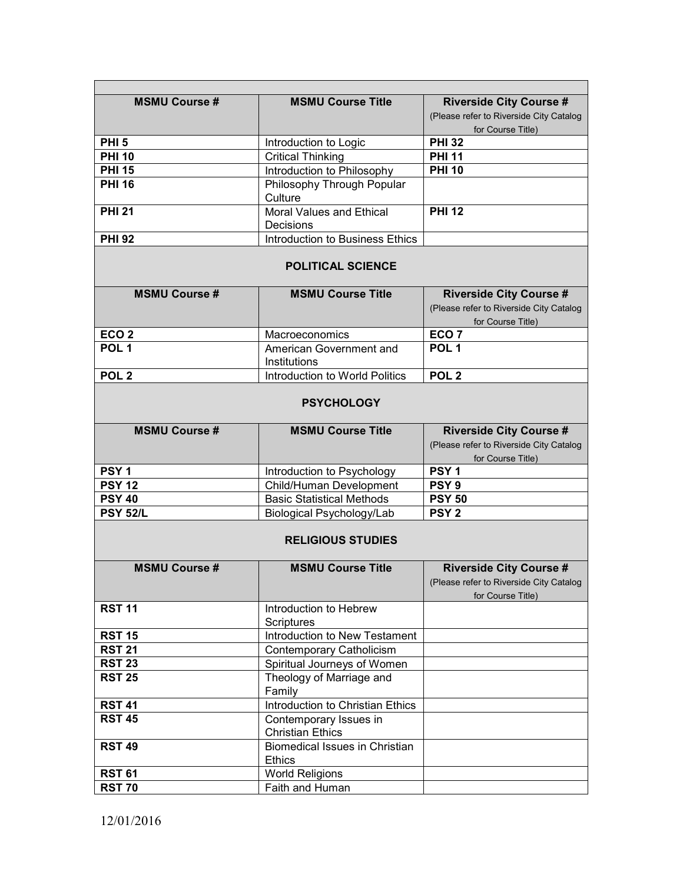| MSMU Course # | MSMU Course Title | Riverside City Course # (Please refer to Riverside City Catalog for Course Title) |
|---|---|---|
| **PHI 5** | Introduction to Logic | **PHI 32** |
| **PHI 10** | Critical Thinking | **PHI 11** |
| **PHI 15** | Introduction to Philosophy | **PHI 10** |
| **PHI 16** | Philosophy Through Popular Culture | |
| **PHI 21** | Moral Values and Ethical Decisions | **PHI 12** |
| **PHI 92** | Introduction to Business Ethics | |

## POLITICAL SCIENCE

| MSMU Course # | MSMU Course Title | Riverside City Course # (Please refer to Riverside City Catalog for Course Title) |
|---|---|---|
| **ECO 2** | Macroeconomics | **ECO 7** |
| **POL 1** | American Government and Institutions | **POL 1** |
| **POL 2** | Introduction to World Politics | **POL 2** |

## PSYCHOLOGY

| MSMU Course # | MSMU Course Title | Riverside City Course # (Please refer to Riverside City Catalog for Course Title) |
|---|---|---|
| **PSY 1** | Introduction to Psychology | **PSY 1** |
| **PSY 12** | Child/Human Development | **PSY 9** |
| **PSY 40** | Basic Statistical Methods | **PSY 50** |
| **PSY 52/L** | Biological Psychology/Lab | **PSY 2** |

## RELIGIOUS STUDIES

| MSMU Course # | MSMU Course Title | Riverside City Course # (Please refer to Riverside City Catalog for Course Title) |
|---|---|---|
| **RST 11** | Introduction to Hebrew Scriptures | |
| **RST 15** | Introduction to New Testament | |
| **RST 21** | Contemporary Catholicism | |
| **RST 23** | Spiritual Journeys of Women | |
| **RST 25** | Theology of Marriage and Family | |
| **RST 41** | Introduction to Christian Ethics | |
| **RST 45** | Contemporary Issues in Christian Ethics | |
| **RST 49** | Biomedical Issues in Christian Ethics | |
| **RST 61** | World Religions | |
| **RST 70** | Faith and Human | |

12/01/2016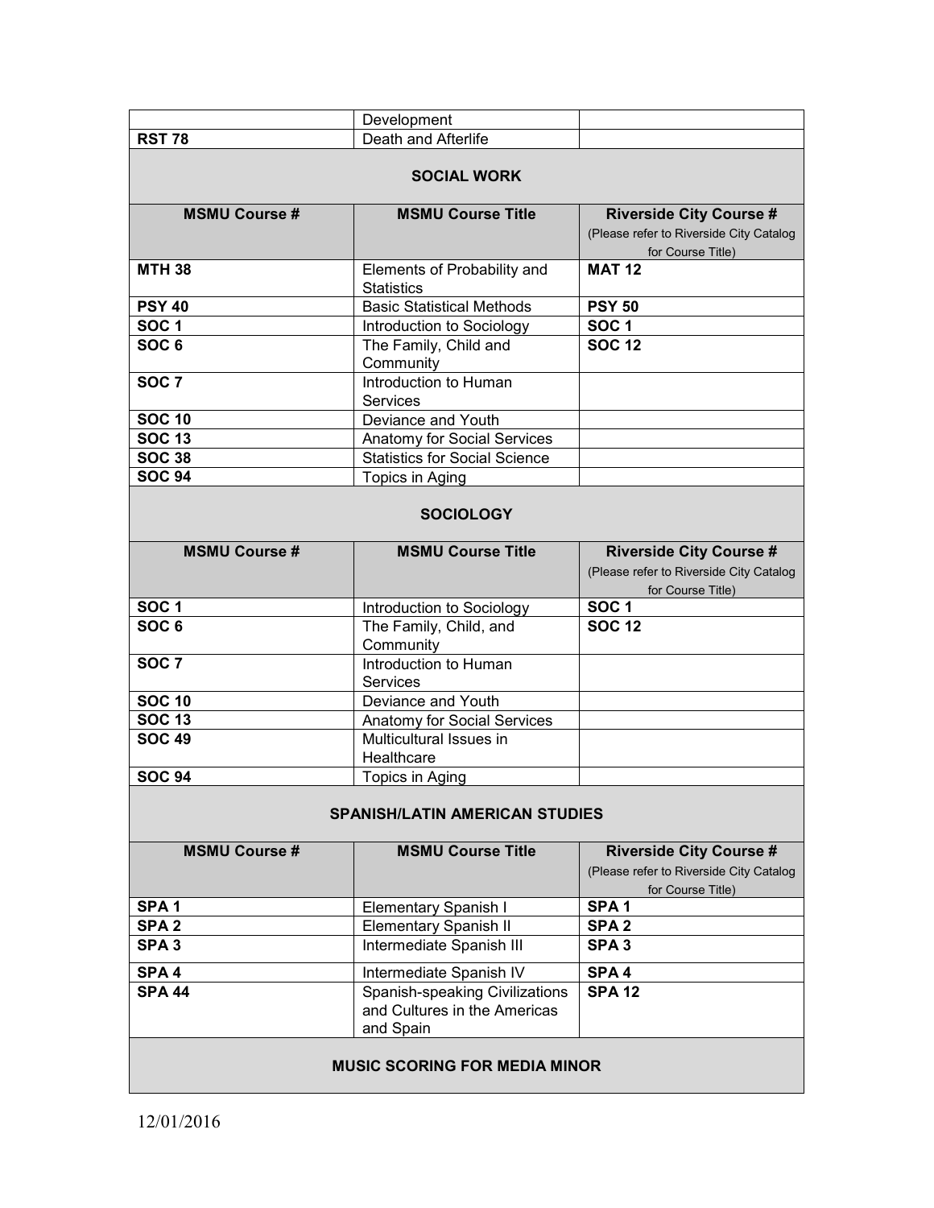| | Development | |
|---|---|---|
| **RST 78** | Death and Afterlife | |

## SOCIAL WORK

| MSMU Course # | MSMU Course Title | Riverside City Course # (Please refer to Riverside City Catalog for Course Title) |
|---|---|---|
| **MTH 38** | Elements of Probability and Statistics | **MAT 12** |
| **PSY 40** | Basic Statistical Methods | **PSY 50** |
| **SOC 1** | Introduction to Sociology | **SOC 1** |
| **SOC 6** | The Family, Child and Community | **SOC 12** |
| **SOC 7** | Introduction to Human Services | |
| **SOC 10** | Deviance and Youth | |
| **SOC 13** | Anatomy for Social Services | |
| **SOC 38** | Statistics for Social Science | |
| **SOC 94** | Topics in Aging | |

## SOCIOLOGY

| MSMU Course # | MSMU Course Title | Riverside City Course # (Please refer to Riverside City Catalog for Course Title) |
|---|---|---|
| **SOC 1** | Introduction to Sociology | **SOC 1** |
| **SOC 6** | The Family, Child, and Community | **SOC 12** |
| **SOC 7** | Introduction to Human Services | |
| **SOC 10** | Deviance and Youth | |
| **SOC 13** | Anatomy for Social Services | |
| **SOC 49** | Multicultural Issues in Healthcare | |
| **SOC 94** | Topics in Aging | |

## SPANISH/LATIN AMERICAN STUDIES

| MSMU Course # | MSMU Course Title | Riverside City Course # (Please refer to Riverside City Catalog for Course Title) |
|---|---|---|
| **SPA 1** | Elementary Spanish I | **SPA 1** |
| **SPA 2** | Elementary Spanish II | **SPA 2** |
| **SPA 3** | Intermediate Spanish III | **SPA 3** |
| **SPA 4** | Intermediate Spanish IV | **SPA 4** |
| **SPA 44** | Spanish-speaking Civilizations and Cultures in the Americas and Spain | **SPA 12** |

## MUSIC SCORING FOR MEDIA MINOR

12/01/2016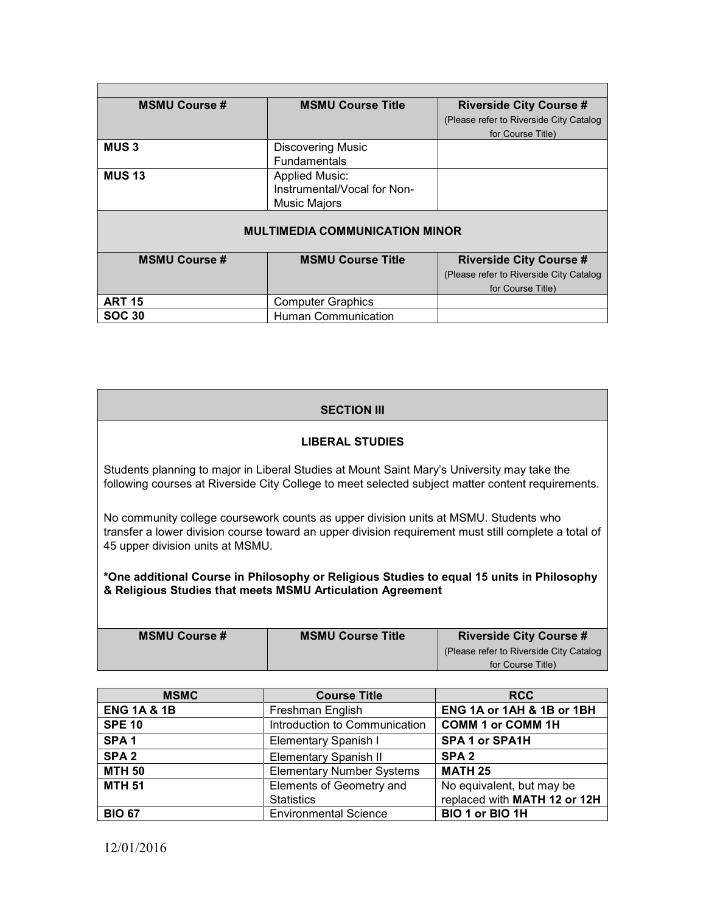| MSMU Course # | MSMU Course Title | Riverside City Course # (Please refer to Riverside City Catalog for Course Title) |
|---|---|---|
| **MUS 3** | Discovering Music Fundamentals | |
| **MUS 13** | Applied Music: Instrumental/Vocal for Non-Music Majors | |

**MULTIMEDIA COMMUNICATION MINOR**

| MSMU Course # | MSMU Course Title | Riverside City Course # (Please refer to Riverside City Catalog for Course Title) |
|---|---|---|
| **ART 15** | Computer Graphics | |
| **SOC 30** | Human Communication | |

**SECTION III**

**LIBERAL STUDIES**

Students planning to major in Liberal Studies at Mount Saint Mary's University may take the following courses at Riverside City College to meet selected subject matter content requirements.

No community college coursework counts as upper division units at MSMU. Students who transfer a lower division course toward an upper division requirement must still complete a total of 45 upper division units at MSMU.

**\*One additional Course in Philosophy or Religious Studies to equal 15 units in Philosophy & Religious Studies that meets MSMU Articulation Agreement**

| MSMU Course # | MSMU Course Title | Riverside City Course # (Please refer to Riverside City Catalog for Course Title) |
|---|---|---|

| MSMC | Course Title | RCC |
|---|---|---|
| **ENG 1A & 1B** | Freshman English | **ENG 1A or 1AH & 1B or 1BH** |
| **SPE 10** | Introduction to Communication | **COMM 1 or COMM 1H** |
| **SPA 1** | Elementary Spanish I | **SPA 1 or SPA1H** |
| **SPA 2** | Elementary Spanish II | **SPA 2** |
| **MTH 50** | Elementary Number Systems | **MATH 25** |
| **MTH 51** | Elements of Geometry and Statistics | No equivalent, but may be replaced with **MATH 12 or 12H** |
| **BIO 67** | Environmental Science | **BIO 1 or BIO 1H** |

12/01/2016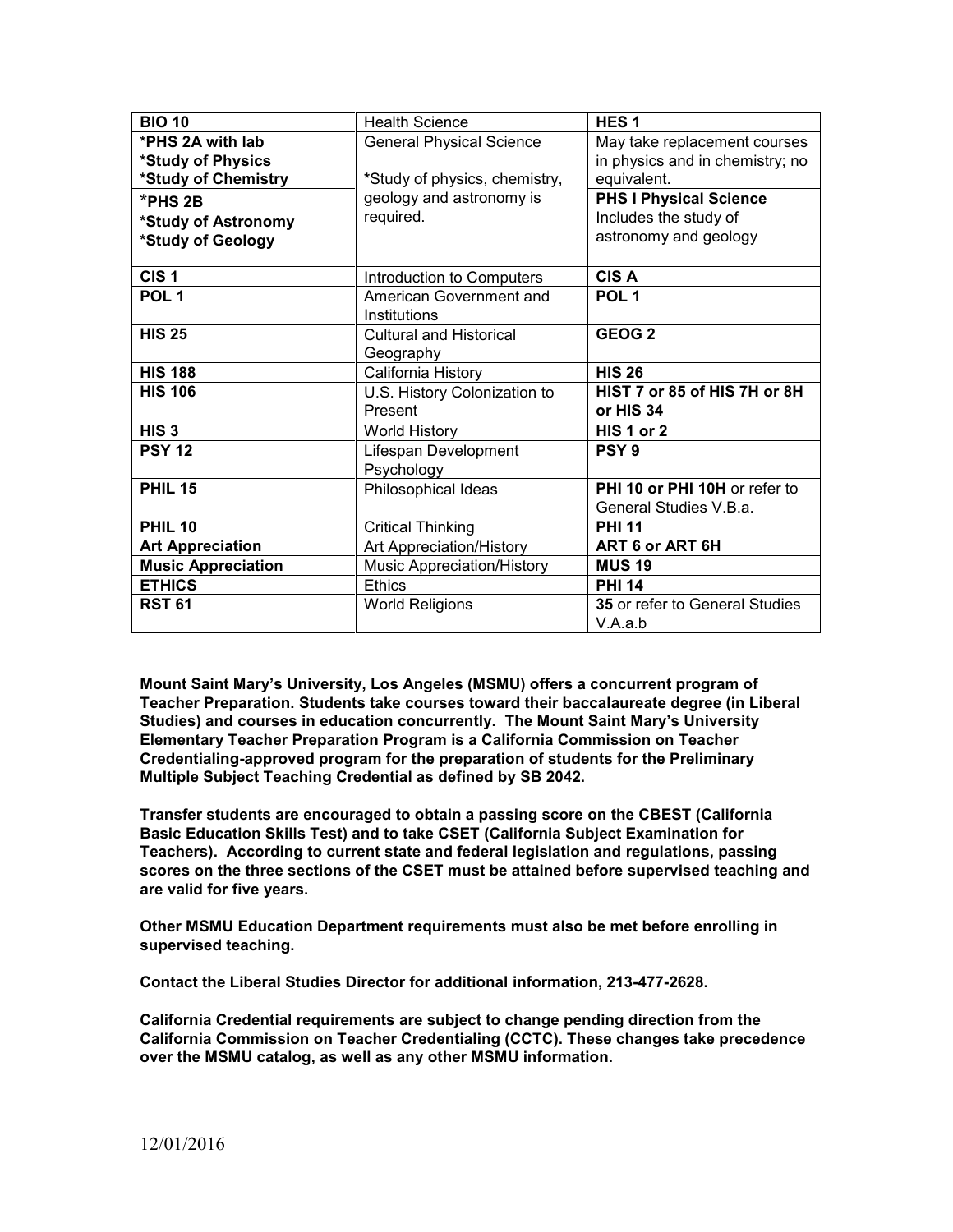| | | |
|---|---|---|
| **BIO 10** | Health Science | **HES 1** |
| **\*PHS 2A with lab**<br>**\*Study of Physics**<br>**\*Study of Chemistry** | General Physical Science<br><br>**\***Study of physics, chemistry, geology and astronomy is required. | May take replacement courses in physics and in chemistry; no equivalent. |
| **\*PHS 2B**<br>**\*Study of Astronomy**<br>**\*Study of Geology** | | **PHS I Physical Science**<br>Includes the study of astronomy and geology |
| **CIS 1** | Introduction to Computers | **CIS A** |
| **POL 1** | American Government and Institutions | **POL 1** |
| **HIS 25** | Cultural and Historical Geography | **GEOG 2** |
| **HIS 188** | California History | **HIS 26** |
| **HIS 106** | U.S. History Colonization to Present | **HIST 7 or 85 of HIS 7H or 8H or HIS 34** |
| **HIS 3** | World History | **HIS 1 or 2** |
| **PSY 12** | Lifespan Development Psychology | **PSY 9** |
| **PHIL 15** | Philosophical Ideas | **PHI 10 or PHI 10H** or refer to General Studies V.B.a. |
| **PHIL 10** | Critical Thinking | **PHI 11** |
| **Art Appreciation** | Art Appreciation/History | **ART 6 or ART 6H** |
| **Music Appreciation** | Music Appreciation/History | **MUS 19** |
| **ETHICS** | Ethics | **PHI 14** |
| **RST 61** | World Religions | **35** or refer to General Studies V.A.a.b |

**Mount Saint Mary's University, Los Angeles (MSMU) offers a concurrent program of Teacher Preparation. Students take courses toward their baccalaureate degree (in Liberal Studies) and courses in education concurrently. The Mount Saint Mary's University Elementary Teacher Preparation Program is a California Commission on Teacher Credentialing-approved program for the preparation of students for the Preliminary Multiple Subject Teaching Credential as defined by SB 2042.**

**Transfer students are encouraged to obtain a passing score on the CBEST (California Basic Education Skills Test) and to take CSET (California Subject Examination for Teachers). According to current state and federal legislation and regulations, passing scores on the three sections of the CSET must be attained before supervised teaching and are valid for five years.**

**Other MSMU Education Department requirements must also be met before enrolling in supervised teaching.**

**Contact the Liberal Studies Director for additional information, 213-477-2628.**

**California Credential requirements are subject to change pending direction from the California Commission on Teacher Credentialing (CCTC). These changes take precedence over the MSMU catalog, as well as any other MSMU information.**

12/01/2016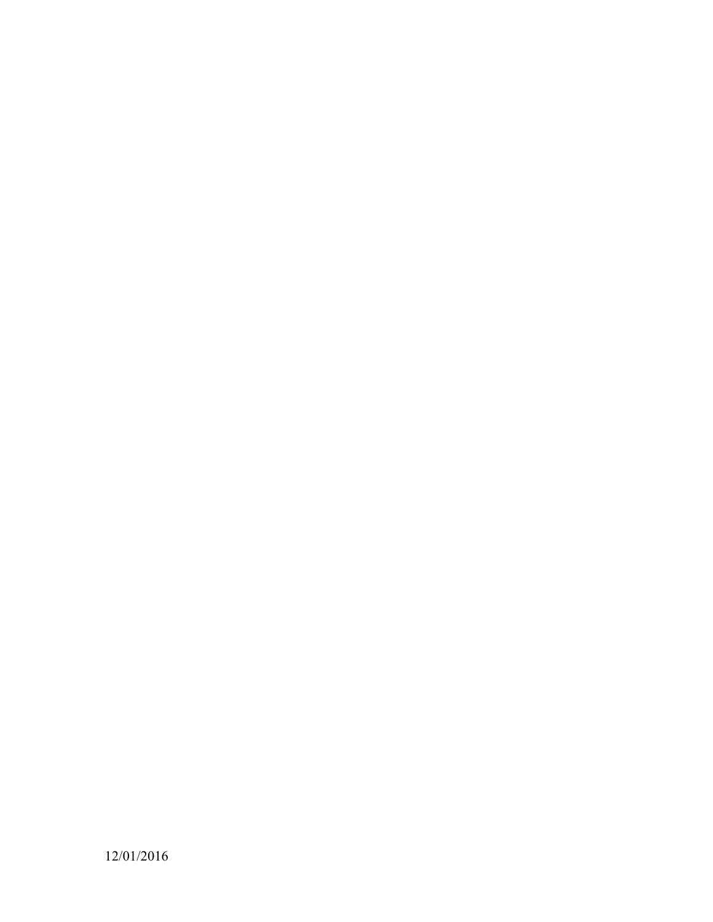12/01/2016